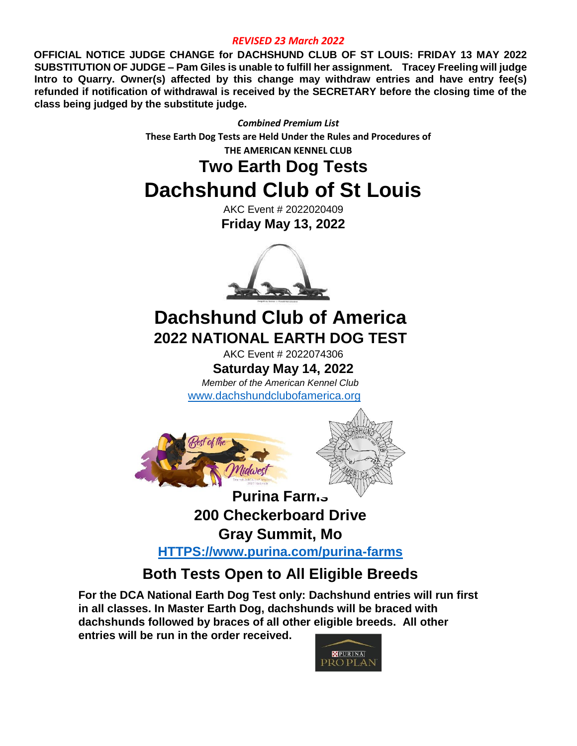*REVISED 23 March 2022*

**OFFICIAL NOTICE JUDGE CHANGE for DACHSHUND CLUB OF ST LOUIS: FRIDAY 13 MAY 2022 SUBSTITUTION OF JUDGE – Pam Giles is unable to fulfill her assignment. Tracey Freeling will judge Intro to Quarry. Owner(s) affected by this change may withdraw entries and have entry fee(s) refunded if notification of withdrawal is received by the SECRETARY before the closing time of the class being judged by the substitute judge.**

***Combined Premium List***

**These Earth Dog Tests are Held Under the Rules and Procedures of**

**THE AMERICAN KENNEL CLUB**

# Two Earth Dog Tests

# Dachshund Club of St Louis

AKC Event # 2022020409

**Friday May 13, 2022**

# Dachshund Club of America

## 2022 NATIONAL EARTH DOG TEST

AKC Event # 2022074306

**Saturday May 14, 2022**

*Member of the American Kennel Club*

[www.dachshundclubofamerica.org](http://www.dachshundclubofamerica.org)

**Purina Farms**

**200 Checkerboard Drive**

**Gray Summit, Mo**

**[HTTPS://www.purina.com/purina-farms](HTTPS://www.purina.com/purina-farms)**

## Both Tests Open to All Eligible Breeds

**For the DCA National Earth Dog Test only: Dachshund entries will run first in all classes. In Master Earth Dog, dachshunds will be braced with dachshunds followed by braces of all other eligible breeds. All other entries will be run in the order received.**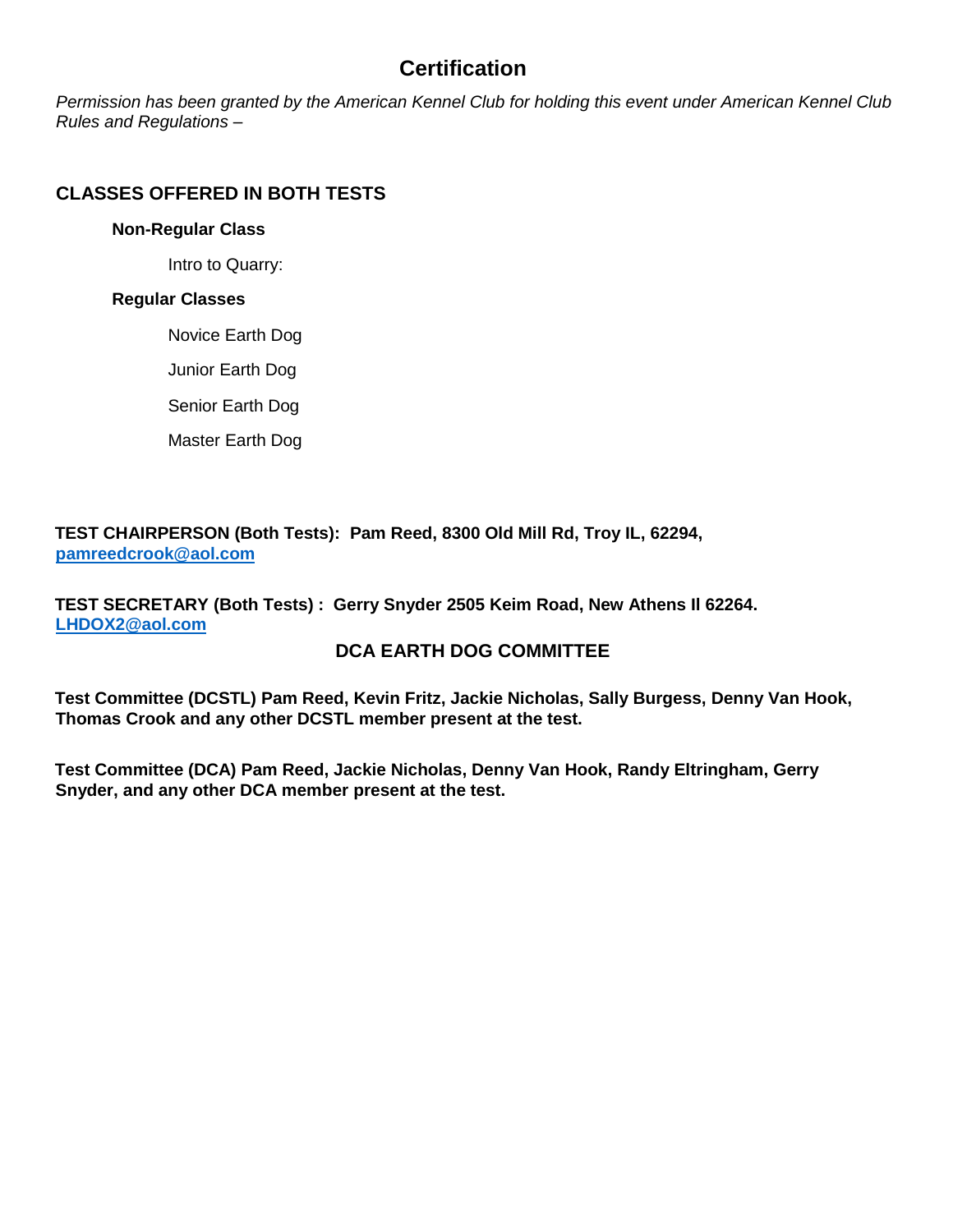# Certification

*Permission has been granted by the American Kennel Club for holding this event under American Kennel Club Rules and Regulations –*

## CLASSES OFFERED IN BOTH TESTS

**Non-Regular Class**

Intro to Quarry:

**Regular Classes**

Novice Earth Dog

Junior Earth Dog

Senior Earth Dog

Master Earth Dog

**TEST CHAIRPERSON (Both Tests): Pam Reed, 8300 Old Mill Rd, Troy IL, 62294, pamreedcrook@aol.com**

**TEST SECRETARY (Both Tests) : Gerry Snyder 2505 Keim Road, New Athens Il 62264. LHDOX2@aol.com**

## DCA EARTH DOG COMMITTEE

**Test Committee (DCSTL) Pam Reed, Kevin Fritz, Jackie Nicholas, Sally Burgess, Denny Van Hook, Thomas Crook and any other DCSTL member present at the test.**

**Test Committee (DCA) Pam Reed, Jackie Nicholas, Denny Van Hook, Randy Eltringham, Gerry Snyder, and any other DCA member present at the test.**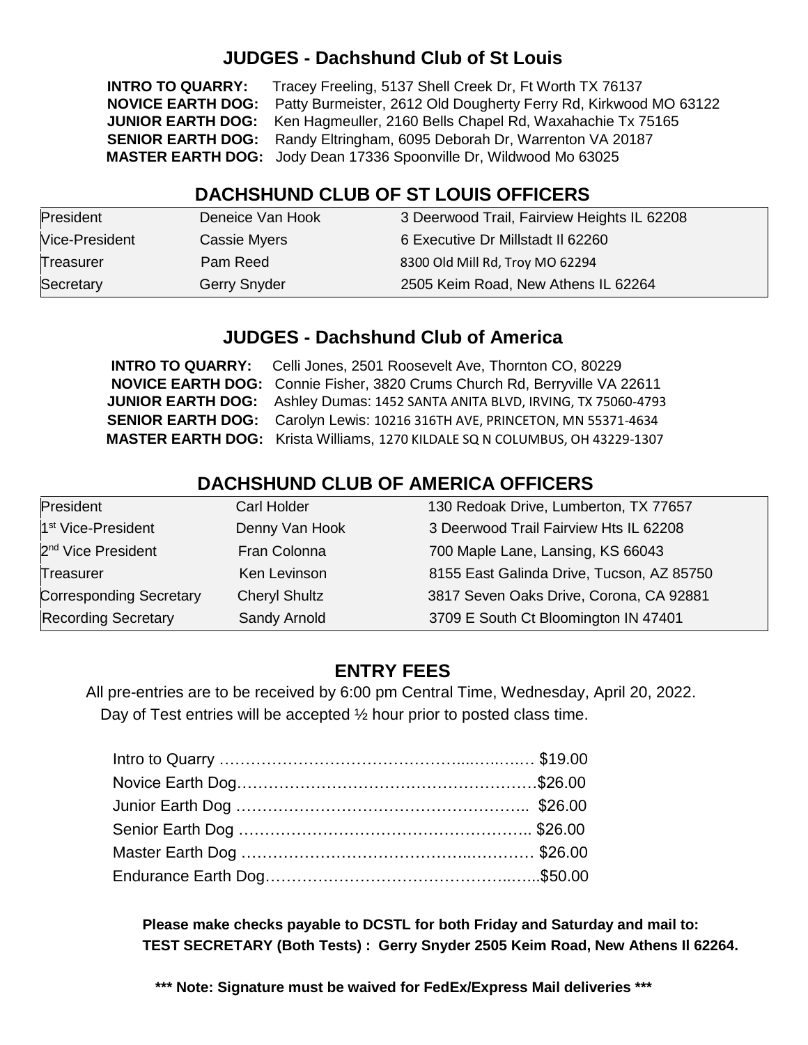## JUDGES - Dachshund Club of St Louis

**INTRO TO QUARRY:** Tracey Freeling, 5137 Shell Creek Dr, Ft Worth TX 76137
**NOVICE EARTH DOG:** Patty Burmeister, 2612 Old Dougherty Ferry Rd, Kirkwood MO 63122
**JUNIOR EARTH DOG:** Ken Hagmeuller, 2160 Bells Chapel Rd, Waxahachie Tx 75165
**SENIOR EARTH DOG:** Randy Eltringham, 6095 Deborah Dr, Warrenton VA 20187
**MASTER EARTH DOG:** Jody Dean 17336 Spoonville Dr, Wildwood Mo 63025

## DACHSHUND CLUB OF ST LOUIS OFFICERS

| | | |
|---|---|---|
| President | Deneice Van Hook | 3 Deerwood Trail, Fairview Heights IL 62208 |
| Vice-President | Cassie Myers | 6 Executive Dr Millstadt Il 62260 |
| Treasurer | Pam Reed | 8300 Old Mill Rd, Troy MO 62294 |
| Secretary | Gerry Snyder | 2505 Keim Road, New Athens IL 62264 |

## JUDGES - Dachshund Club of America

**INTRO TO QUARRY:** Celli Jones, 2501 Roosevelt Ave, Thornton CO, 80229
**NOVICE EARTH DOG:** Connie Fisher, 3820 Crums Church Rd, Berryville VA 22611
**JUNIOR EARTH DOG:** Ashley Dumas: 1452 SANTA ANITA BLVD, IRVING, TX 75060-4793
**SENIOR EARTH DOG:** Carolyn Lewis: 10216 316TH AVE, PRINCETON, MN 55371-4634
**MASTER EARTH DOG:** Krista Williams, 1270 KILDALE SQ N COLUMBUS, OH 43229-1307

## DACHSHUND CLUB OF AMERICA OFFICERS

| | | |
|---|---|---|
| President | Carl Holder | 130 Redoak Drive, Lumberton, TX 77657 |
| 1st Vice-President | Denny Van Hook | 3 Deerwood Trail Fairview Hts IL 62208 |
| 2nd Vice President | Fran Colonna | 700 Maple Lane, Lansing, KS 66043 |
| Treasurer | Ken Levinson | 8155 East Galinda Drive, Tucson, AZ 85750 |
| Corresponding Secretary | Cheryl Shultz | 3817 Seven Oaks Drive, Corona, CA 92881 |
| Recording Secretary | Sandy Arnold | 3709 E South Ct Bloomington IN 47401 |

## ENTRY FEES

All pre-entries are to be received by 6:00 pm Central Time, Wednesday, April 20, 2022.
Day of Test entries will be accepted ½ hour prior to posted class time.

| | |
|---|---|
| Intro to Quarry | $19.00 |
| Novice Earth Dog | $26.00 |
| Junior Earth Dog | $26.00 |
| Senior Earth Dog | $26.00 |
| Master Earth Dog | $26.00 |
| Endurance Earth Dog | $50.00 |

**Please make checks payable to DCSTL for both Friday and Saturday and mail to:**
**TEST SECRETARY (Both Tests) : Gerry Snyder 2505 Keim Road, New Athens Il 62264.**

**\*\*\* Note: Signature must be waived for FedEx/Express Mail deliveries \*\*\***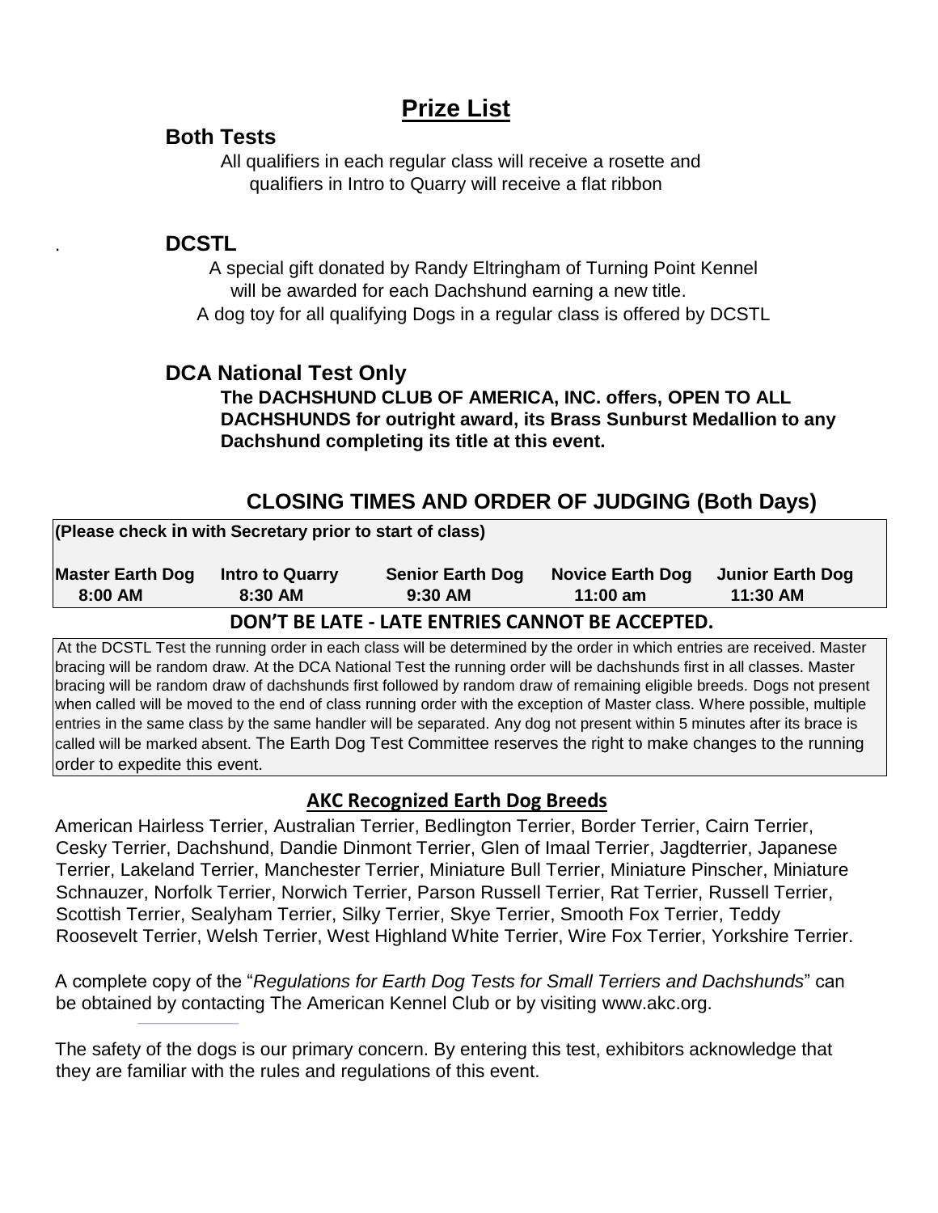# Prize List

## Both Tests

All qualifiers in each regular class will receive a rosette and qualifiers in Intro to Quarry will receive a flat ribbon

## DCSTL

A special gift donated by Randy Eltringham of Turning Point Kennel will be awarded for each Dachshund earning a new title.

A dog toy for all qualifying Dogs in a regular class is offered by DCSTL

## DCA National Test Only

**The DACHSHUND CLUB OF AMERICA, INC. offers, OPEN TO ALL DACHSHUNDS for outright award, its Brass Sunburst Medallion to any Dachshund completing its title at this event.**

## CLOSING TIMES AND ORDER OF JUDGING (Both Days)

**(Please check in with Secretary prior to start of class)**

| Master Earth Dog | Intro to Quarry | Senior Earth Dog | Novice Earth Dog | Junior Earth Dog |
|---|---|---|---|---|
| 8:00 AM | 8:30 AM | 9:30 AM | 11:00 am | 11:30 AM |

**DON'T BE LATE - LATE ENTRIES CANNOT BE ACCEPTED.**

At the DCSTL Test the running order in each class will be determined by the order in which entries are received. Master bracing will be random draw. At the DCA National Test the running order will be dachshunds first in all classes. Master bracing will be random draw of dachshunds first followed by random draw of remaining eligible breeds. Dogs not present when called will be moved to the end of class running order with the exception of Master class. Where possible, multiple entries in the same class by the same handler will be separated. Any dog not present within 5 minutes after its brace is called will be marked absent. The Earth Dog Test Committee reserves the right to make changes to the running order to expedite this event.

### AKC Recognized Earth Dog Breeds

American Hairless Terrier, Australian Terrier, Bedlington Terrier, Border Terrier, Cairn Terrier, Cesky Terrier, Dachshund, Dandie Dinmont Terrier, Glen of Imaal Terrier, Jagdterrier, Japanese Terrier, Lakeland Terrier, Manchester Terrier, Miniature Bull Terrier, Miniature Pinscher, Miniature Schnauzer, Norfolk Terrier, Norwich Terrier, Parson Russell Terrier, Rat Terrier, Russell Terrier, Scottish Terrier, Sealyham Terrier, Silky Terrier, Skye Terrier, Smooth Fox Terrier, Teddy Roosevelt Terrier, Welsh Terrier, West Highland White Terrier, Wire Fox Terrier, Yorkshire Terrier.

A complete copy of the "*Regulations for Earth Dog Tests for Small Terriers and Dachshunds*" can be obtained by contacting The American Kennel Club or by visiting www.akc.org.

The safety of the dogs is our primary concern. By entering this test, exhibitors acknowledge that they are familiar with the rules and regulations of this event.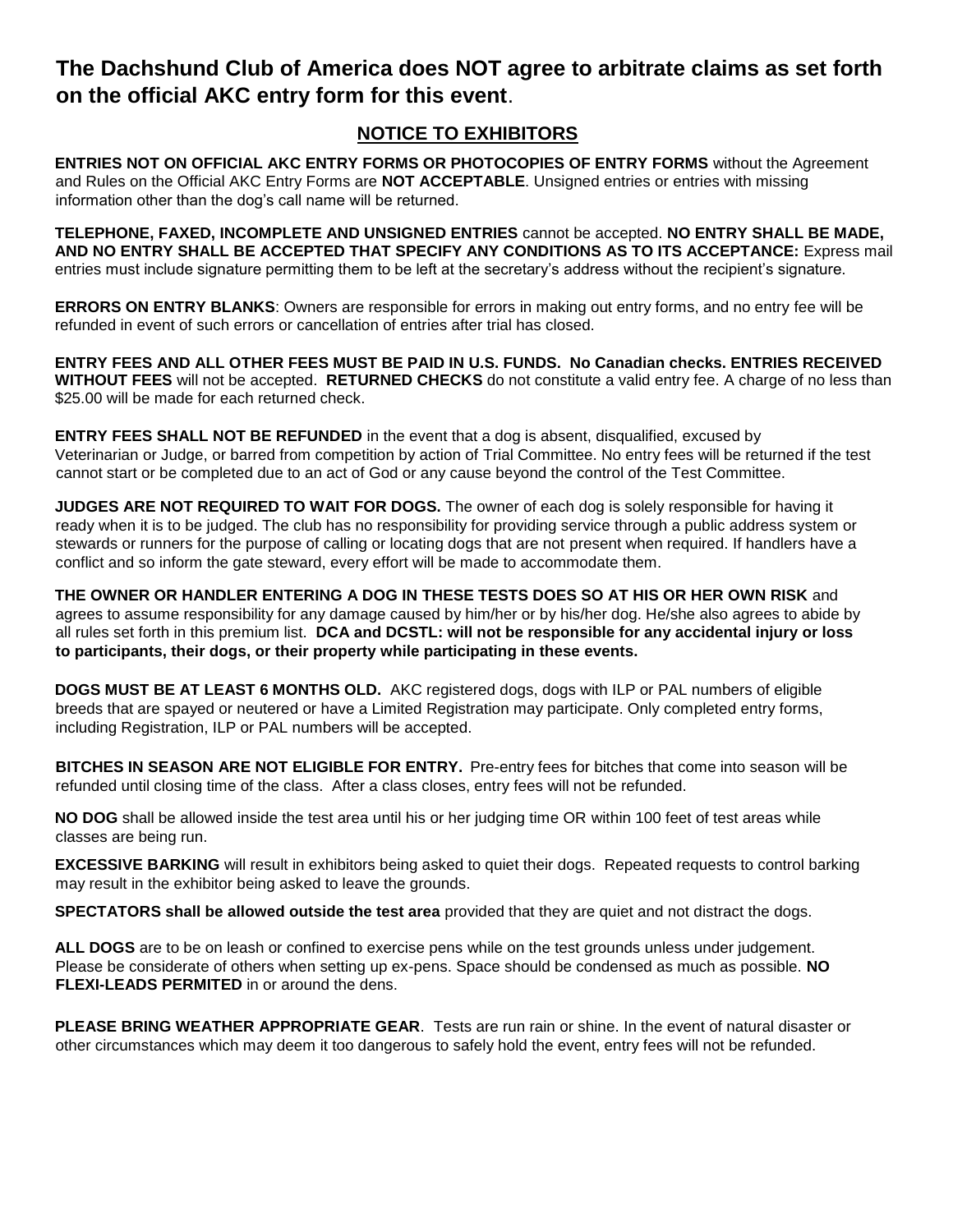**The Dachshund Club of America does NOT agree to arbitrate claims as set forth on the official AKC entry form for this event**.

## NOTICE TO EXHIBITORS

**ENTRIES NOT ON OFFICIAL AKC ENTRY FORMS OR PHOTOCOPIES OF ENTRY FORMS** without the Agreement and Rules on the Official AKC Entry Forms are **NOT ACCEPTABLE**. Unsigned entries or entries with missing information other than the dog's call name will be returned.

**TELEPHONE, FAXED, INCOMPLETE AND UNSIGNED ENTRIES** cannot be accepted. **NO ENTRY SHALL BE MADE, AND NO ENTRY SHALL BE ACCEPTED THAT SPECIFY ANY CONDITIONS AS TO ITS ACCEPTANCE:** Express mail entries must include signature permitting them to be left at the secretary's address without the recipient's signature.

**ERRORS ON ENTRY BLANKS**: Owners are responsible for errors in making out entry forms, and no entry fee will be refunded in event of such errors or cancellation of entries after trial has closed.

**ENTRY FEES AND ALL OTHER FEES MUST BE PAID IN U.S. FUNDS. No Canadian checks. ENTRIES RECEIVED WITHOUT FEES** will not be accepted. **RETURNED CHECKS** do not constitute a valid entry fee. A charge of no less than $25.00 will be made for each returned check.

**ENTRY FEES SHALL NOT BE REFUNDED** in the event that a dog is absent, disqualified, excused by Veterinarian or Judge, or barred from competition by action of Trial Committee. No entry fees will be returned if the test cannot start or be completed due to an act of God or any cause beyond the control of the Test Committee.

**JUDGES ARE NOT REQUIRED TO WAIT FOR DOGS.** The owner of each dog is solely responsible for having it ready when it is to be judged. The club has no responsibility for providing service through a public address system or stewards or runners for the purpose of calling or locating dogs that are not present when required. If handlers have a conflict and so inform the gate steward, every effort will be made to accommodate them.

**THE OWNER OR HANDLER ENTERING A DOG IN THESE TESTS DOES SO AT HIS OR HER OWN RISK** and agrees to assume responsibility for any damage caused by him/her or by his/her dog. He/she also agrees to abide by all rules set forth in this premium list. **DCA and DCSTL: will not be responsible for any accidental injury or loss to participants, their dogs, or their property while participating in these events.**

**DOGS MUST BE AT LEAST 6 MONTHS OLD.** AKC registered dogs, dogs with ILP or PAL numbers of eligible breeds that are spayed or neutered or have a Limited Registration may participate. Only completed entry forms, including Registration, ILP or PAL numbers will be accepted.

**BITCHES IN SEASON ARE NOT ELIGIBLE FOR ENTRY.** Pre-entry fees for bitches that come into season will be refunded until closing time of the class. After a class closes, entry fees will not be refunded.

**NO DOG** shall be allowed inside the test area until his or her judging time OR within 100 feet of test areas while classes are being run.

**EXCESSIVE BARKING** will result in exhibitors being asked to quiet their dogs. Repeated requests to control barking may result in the exhibitor being asked to leave the grounds.

**SPECTATORS shall be allowed outside the test area** provided that they are quiet and not distract the dogs.

**ALL DOGS** are to be on leash or confined to exercise pens while on the test grounds unless under judgement. Please be considerate of others when setting up ex-pens. Space should be condensed as much as possible. **NO FLEXI-LEADS PERMITED** in or around the dens.

**PLEASE BRING WEATHER APPROPRIATE GEAR**. Tests are run rain or shine. In the event of natural disaster or other circumstances which may deem it too dangerous to safely hold the event, entry fees will not be refunded.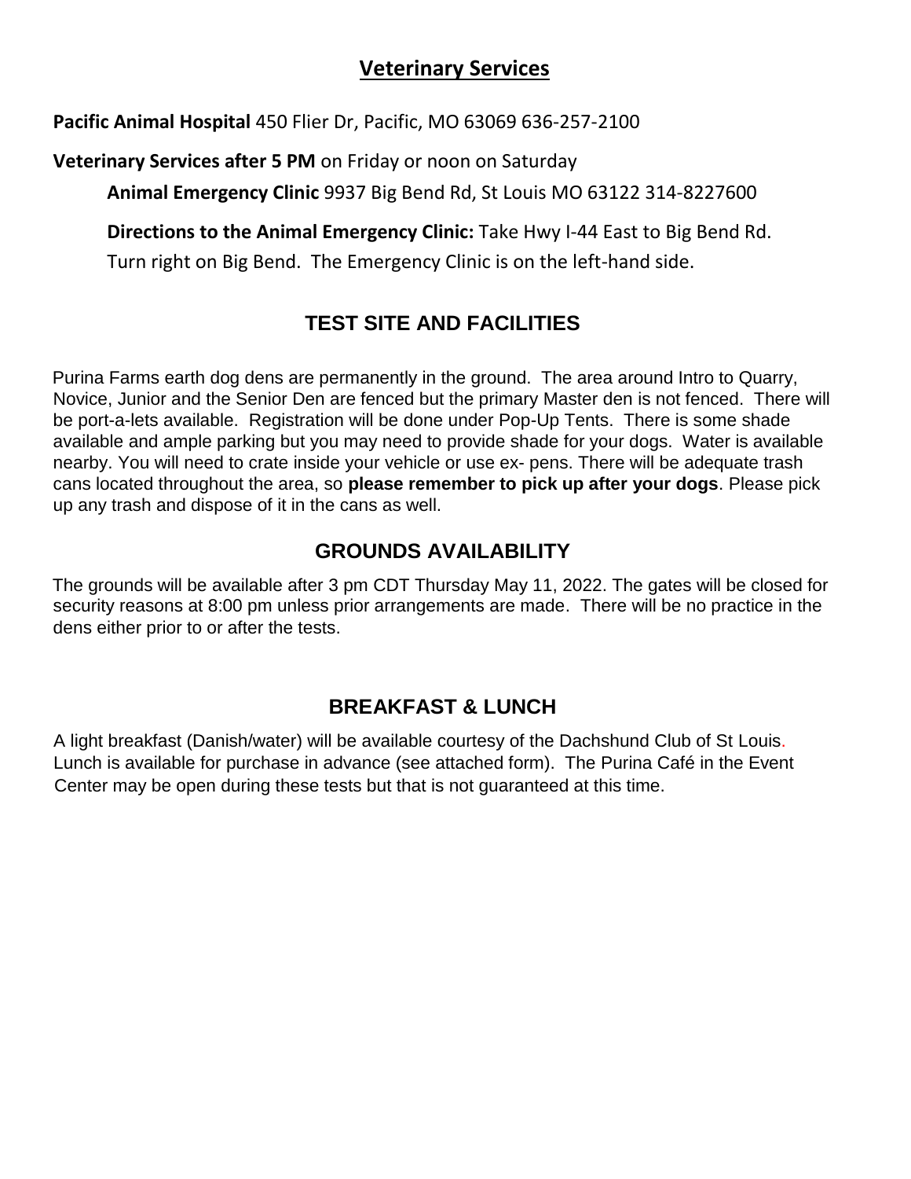## Veterinary Services

**Pacific Animal Hospital** 450 Flier Dr, Pacific, MO 63069 636-257-2100

**Veterinary Services after 5 PM** on Friday or noon on Saturday

**Animal Emergency Clinic** 9937 Big Bend Rd, St Louis MO 63122 314-8227600

**Directions to the Animal Emergency Clinic:** Take Hwy I-44 East to Big Bend Rd. Turn right on Big Bend. The Emergency Clinic is on the left-hand side.

## TEST SITE AND FACILITIES

Purina Farms earth dog dens are permanently in the ground. The area around Intro to Quarry, Novice, Junior and the Senior Den are fenced but the primary Master den is not fenced. There will be port-a-lets available. Registration will be done under Pop-Up Tents. There is some shade available and ample parking but you may need to provide shade for your dogs. Water is available nearby. You will need to crate inside your vehicle or use ex- pens. There will be adequate trash cans located throughout the area, so **please remember to pick up after your dogs**. Please pick up any trash and dispose of it in the cans as well.

## GROUNDS AVAILABILITY

The grounds will be available after 3 pm CDT Thursday May 11, 2022. The gates will be closed for security reasons at 8:00 pm unless prior arrangements are made. There will be no practice in the dens either prior to or after the tests.

## BREAKFAST & LUNCH

A light breakfast (Danish/water) will be available courtesy of the Dachshund Club of St Louis. Lunch is available for purchase in advance (see attached form). The Purina Café in the Event Center may be open during these tests but that is not guaranteed at this time.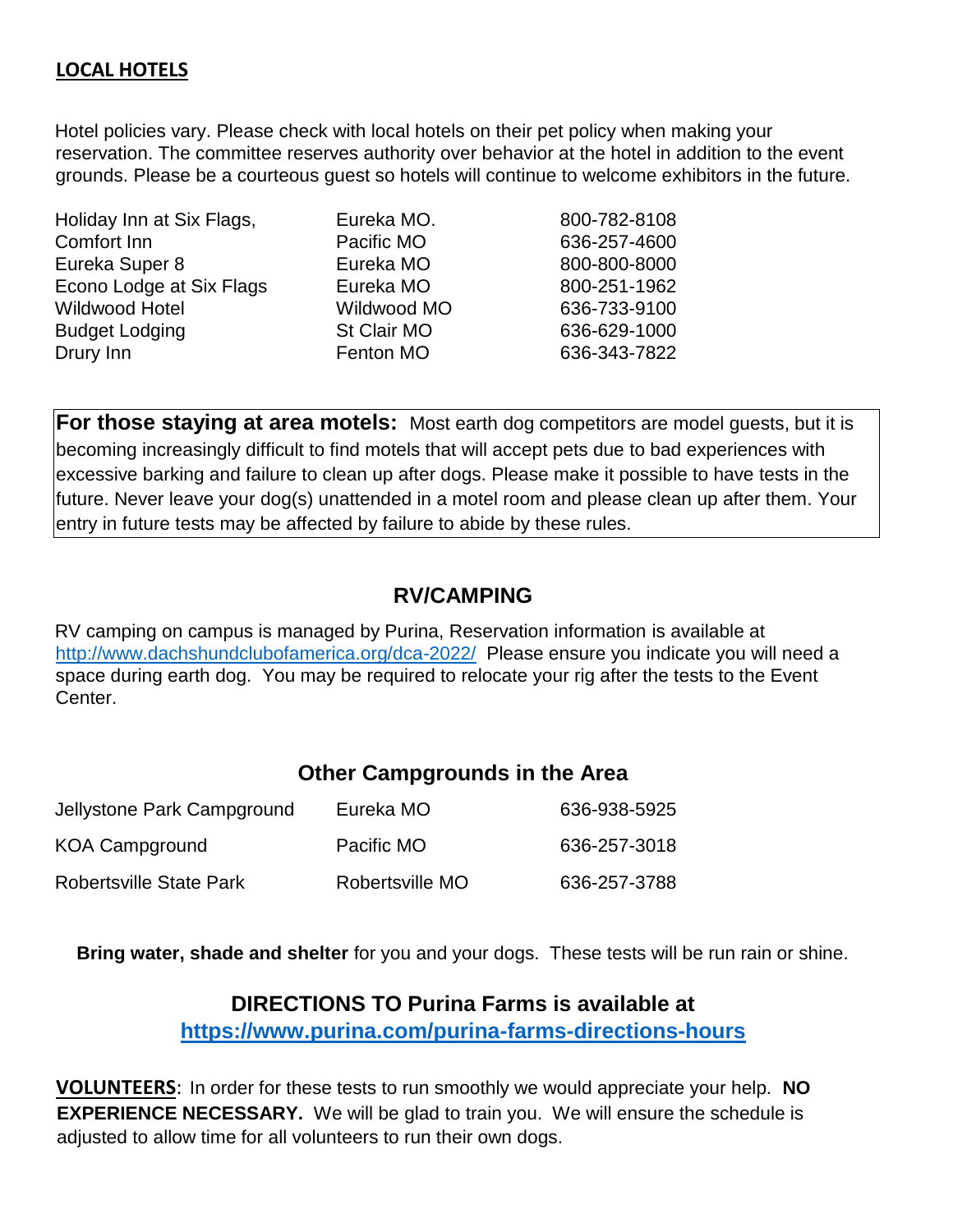## LOCAL HOTELS

Hotel policies vary. Please check with local hotels on their pet policy when making your reservation. The committee reserves authority over behavior at the hotel in addition to the event grounds. Please be a courteous guest so hotels will continue to welcome exhibitors in the future.

| | | |
|---|---|---|
| Holiday Inn at Six Flags, | Eureka MO. | 800-782-8108 |
| Comfort Inn | Pacific MO | 636-257-4600 |
| Eureka Super 8 | Eureka MO | 800-800-8000 |
| Econo Lodge at Six Flags | Eureka MO | 800-251-1962 |
| Wildwood Hotel | Wildwood MO | 636-733-9100 |
| Budget Lodging | St Clair MO | 636-629-1000 |
| Drury Inn | Fenton MO | 636-343-7822 |

**For those staying at area motels:** Most earth dog competitors are model guests, but it is becoming increasingly difficult to find motels that will accept pets due to bad experiences with excessive barking and failure to clean up after dogs. Please make it possible to have tests in the future. Never leave your dog(s) unattended in a motel room and please clean up after them. Your entry in future tests may be affected by failure to abide by these rules.

## RV/CAMPING

RV camping on campus is managed by Purina, Reservation information is available at http://www.dachshundclubofamerica.org/dca-2022/ Please ensure you indicate you will need a space during earth dog. You may be required to relocate your rig after the tests to the Event Center.

## Other Campgrounds in the Area

| | | |
|---|---|---|
| Jellystone Park Campground | Eureka MO | 636-938-5925 |
| KOA Campground | Pacific MO | 636-257-3018 |
| Robertsville State Park | Robertsville MO | 636-257-3788 |

**Bring water, shade and shelter** for you and your dogs. These tests will be run rain or shine.

## DIRECTIONS TO Purina Farms is available at

**https://www.purina.com/purina-farms-directions-hours**

**VOLUNTEERS**: In order for these tests to run smoothly we would appreciate your help. **NO EXPERIENCE NECESSARY.** We will be glad to train you. We will ensure the schedule is adjusted to allow time for all volunteers to run their own dogs.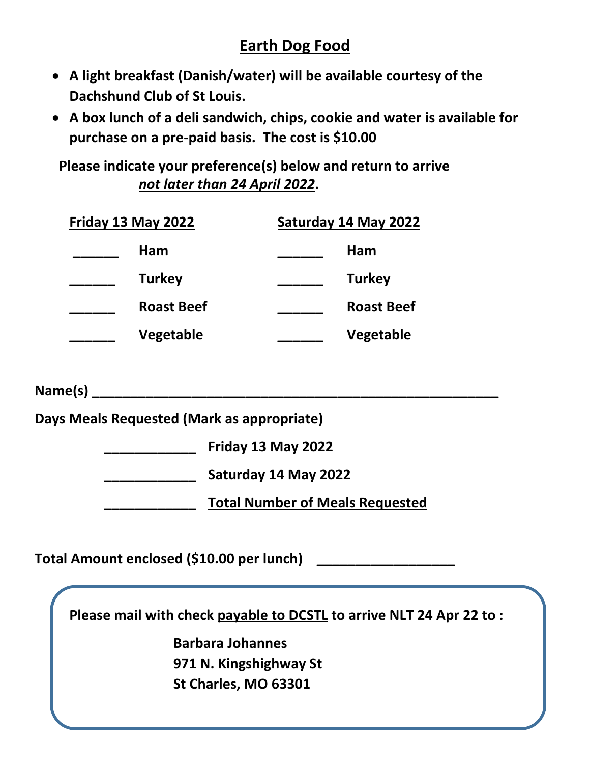## Earth Dog Food

- **A light breakfast (Danish/water) will be available courtesy of the Dachshund Club of St Louis.**
- **A box lunch of a deli sandwich, chips, cookie and water is available for purchase on a pre-paid basis. The cost is $10.00**

**Please indicate your preference(s) below and return to arrive *not later than 24 April 2022*.**

| Friday 13 May 2022 | | Saturday 14 May 2022 | |
|---|---|---|---|
| ______ | Ham | ______ | Ham |
| ______ | Turkey | ______ | Turkey |
| ______ | Roast Beef | ______ | Roast Beef |
| ______ | Vegetable | ______ | Vegetable |

**Name(s) ______________________________________________________**

**Days Meals Requested (Mark as appropriate)**

____________ **Friday 13 May 2022**

____________ **Saturday 14 May 2022**

____________ **Total Number of Meals Requested**

**Total Amount enclosed ($10.00 per lunch)** __________________

**Please mail with check payable to DCSTL to arrive NLT 24 Apr 22 to :**

**Barbara Johannes**
**971 N. Kingshighway St**
**St Charles, MO 63301**